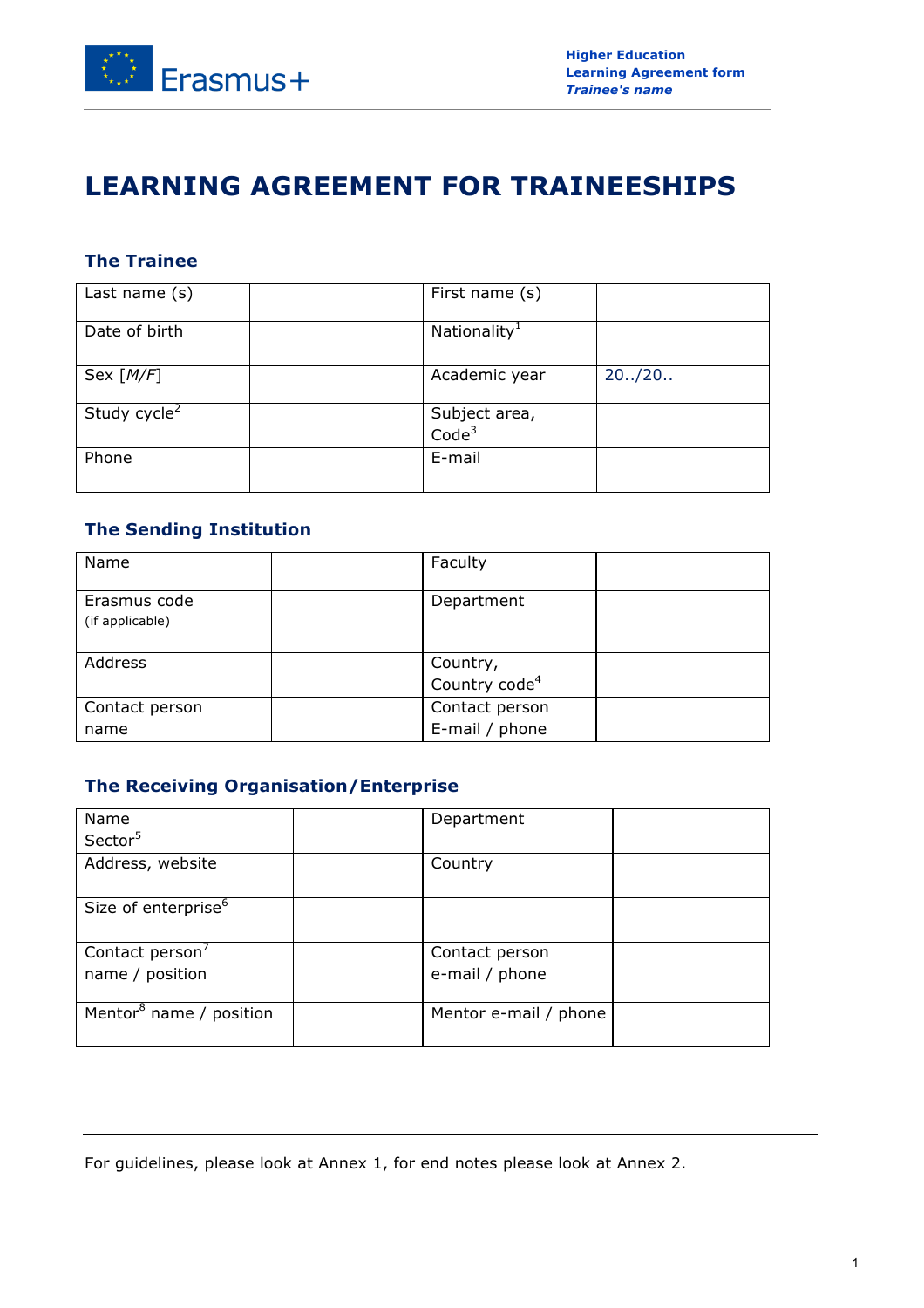# LEARNING AGREEMENT FOR TRAINEESHIPS

## The Trainee

| Last name (s) | | First name (s) | |
|---|---|---|---|
| Date of birth | | Nationality[1] | |
| Sex [*M/F*] | | Academic year | 20../20.. |
| Study cycle[2] | | Subject area, Code[3] | |
| Phone | | E-mail | |

## The Sending Institution

| Name | | Faculty | |
|---|---|---|---|
| Erasmus code (if applicable) | | Department | |
| Address | | Country, Country code[4] | |
| Contact person name | | Contact person E-mail / phone | |

## The Receiving Organisation/Enterprise

| Name Sector[5] | | Department | |
|---|---|---|---|
| Address, website | | Country | |
| Size of enterprise[6] | | | |
| Contact person[7] name / position | | Contact person e-mail / phone | |
| Mentor[8] name / position | | Mentor e-mail / phone | |

For guidelines, please look at Annex 1, for end notes please look at Annex 2.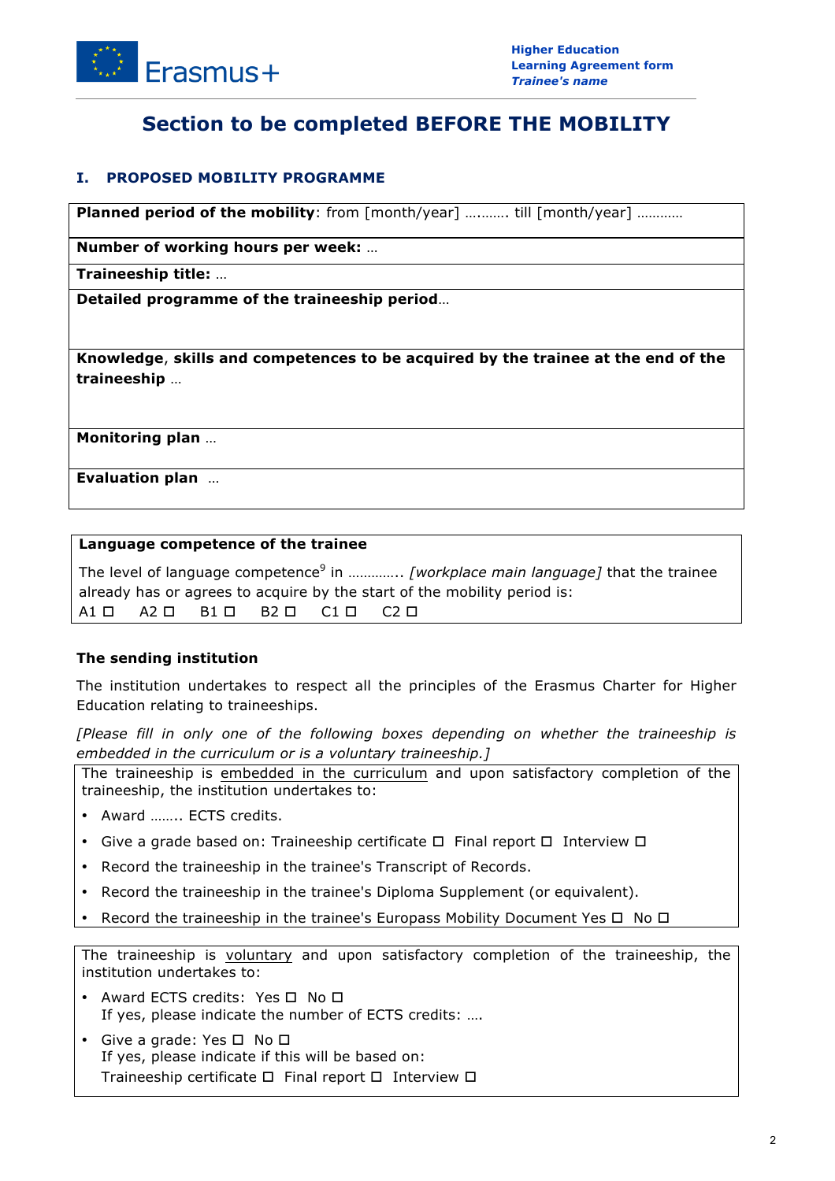# Section to be completed BEFORE THE MOBILITY

## I. PROPOSED MOBILITY PROGRAMME

**Planned period of the mobility**: from [month/year] ………. till [month/year] …………

**Number of working hours per week:** …

**Traineeship title:** …

**Detailed programme of the traineeship period**…

**Knowledge, skills and competences to be acquired by the trainee at the end of the traineeship** …

**Monitoring plan** …

**Evaluation plan** …

**Language competence of the trainee**

The level of language competence[9] in ………….. *[workplace main language]* that the trainee already has or agrees to acquire by the start of the mobility period is:

A1 ☐ A2 ☐ B1 ☐ B2 ☐ C1 ☐ C2 ☐

**The sending institution**

The institution undertakes to respect all the principles of the Erasmus Charter for Higher Education relating to traineeships.

*[Please fill in only one of the following boxes depending on whether the traineeship is embedded in the curriculum or is a voluntary traineeship.]*

The traineeship is embedded in the curriculum and upon satisfactory completion of the traineeship, the institution undertakes to:

- Award …….. ECTS credits.
- Give a grade based on: Traineeship certificate ☐ Final report ☐ Interview ☐
- Record the traineeship in the trainee's Transcript of Records.
- Record the traineeship in the trainee's Diploma Supplement (or equivalent).
- Record the traineeship in the trainee's Europass Mobility Document Yes ☐ No ☐

The traineeship is voluntary and upon satisfactory completion of the traineeship, the institution undertakes to:

- Award ECTS credits: Yes ☐ No ☐
  If yes, please indicate the number of ECTS credits: ….
- Give a grade: Yes ☐ No ☐
  If yes, please indicate if this will be based on:
  Traineeship certificate ☐ Final report ☐ Interview ☐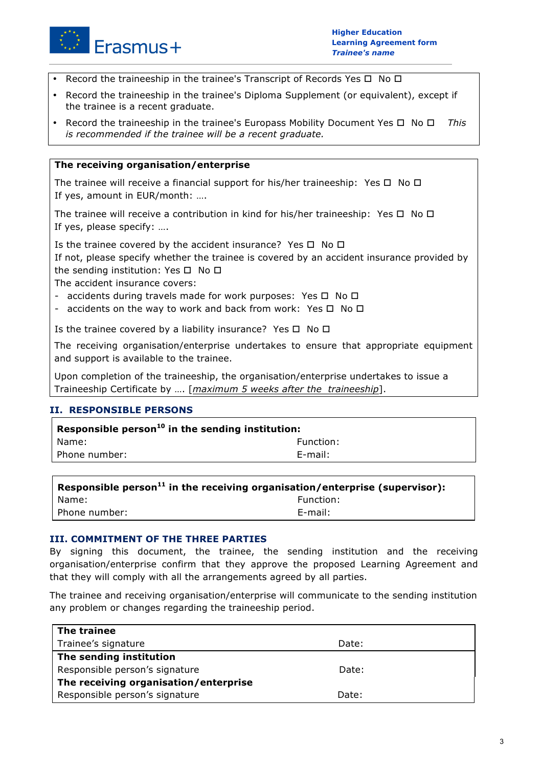- Record the traineeship in the trainee's Transcript of Records Yes ☐ No ☐
- Record the traineeship in the trainee's Diploma Supplement (or equivalent), except if the trainee is a recent graduate.
- Record the traineeship in the trainee's Europass Mobility Document Yes ☐ No ☐ *This is recommended if the trainee will be a recent graduate.*

**The receiving organisation/enterprise**

The trainee will receive a financial support for his/her traineeship: Yes ☐ No ☐
If yes, amount in EUR/month: ….

The trainee will receive a contribution in kind for his/her traineeship: Yes ☐ No ☐
If yes, please specify: ….

Is the trainee covered by the accident insurance? Yes ☐ No ☐
If not, please specify whether the trainee is covered by an accident insurance provided by the sending institution: Yes ☐ No ☐
The accident insurance covers:
- accidents during travels made for work purposes: Yes ☐ No ☐
- accidents on the way to work and back from work: Yes ☐ No ☐

Is the trainee covered by a liability insurance? Yes ☐ No ☐

The receiving organisation/enterprise undertakes to ensure that appropriate equipment and support is available to the trainee.

Upon completion of the traineeship, the organisation/enterprise undertakes to issue a Traineeship Certificate by …. [*maximum 5 weeks after the traineeship*].

## II. RESPONSIBLE PERSONS

| **Responsible person[10] in the sending institution:** | |
|---|---|
| Name: | Function: |
| Phone number: | E-mail: |

| **Responsible person[11] in the receiving organisation/enterprise (supervisor):** | |
|---|---|
| Name: | Function: |
| Phone number: | E-mail: |

## III. COMMITMENT OF THE THREE PARTIES

By signing this document, the trainee, the sending institution and the receiving organisation/enterprise confirm that they approve the proposed Learning Agreement and that they will comply with all the arrangements agreed by all parties.

The trainee and receiving organisation/enterprise will communicate to the sending institution any problem or changes regarding the traineeship period.

| **The trainee** | |
|---|---|
| Trainee's signature | Date: |
| **The sending institution** | |
| Responsible person's signature | Date: |
| **The receiving organisation/enterprise** | |
| Responsible person's signature | Date: |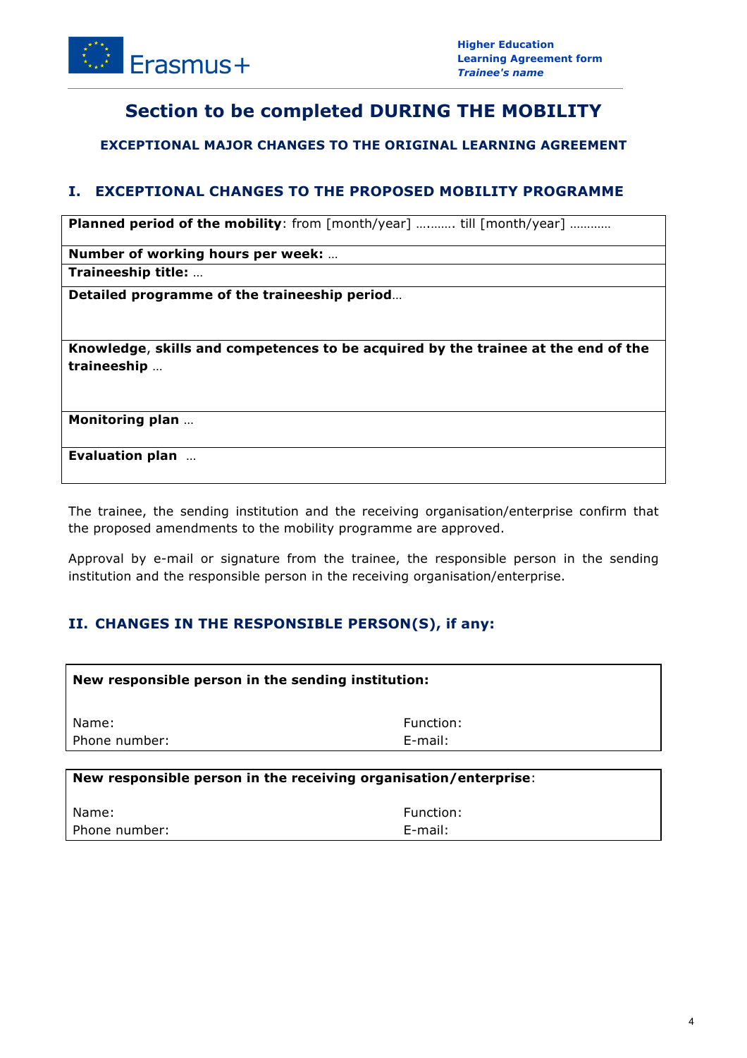# Section to be completed DURING THE MOBILITY

### EXCEPTIONAL MAJOR CHANGES TO THE ORIGINAL LEARNING AGREEMENT

## I. EXCEPTIONAL CHANGES TO THE PROPOSED MOBILITY PROGRAMME

| **Planned period of the mobility**: from [month/year] …..…… till [month/year] ………… |
|---|
| **Number of working hours per week:** … |
| **Traineeship title:** … |
| **Detailed programme of the traineeship period**… |
| **Knowledge, skills and competences to be acquired by the trainee at the end of the traineeship** … |
| **Monitoring plan** … |
| **Evaluation plan** … |

The trainee, the sending institution and the receiving organisation/enterprise confirm that the proposed amendments to the mobility programme are approved.

Approval by e-mail or signature from the trainee, the responsible person in the sending institution and the responsible person in the receiving organisation/enterprise.

## II. CHANGES IN THE RESPONSIBLE PERSON(S), if any:

| **New responsible person in the sending institution:** | |
|---|---|
| Name: | Function: |
| Phone number: | E-mail: |

| **New responsible person in the receiving organisation/enterprise**: | |
|---|---|
| Name: | Function: |
| Phone number: | E-mail: |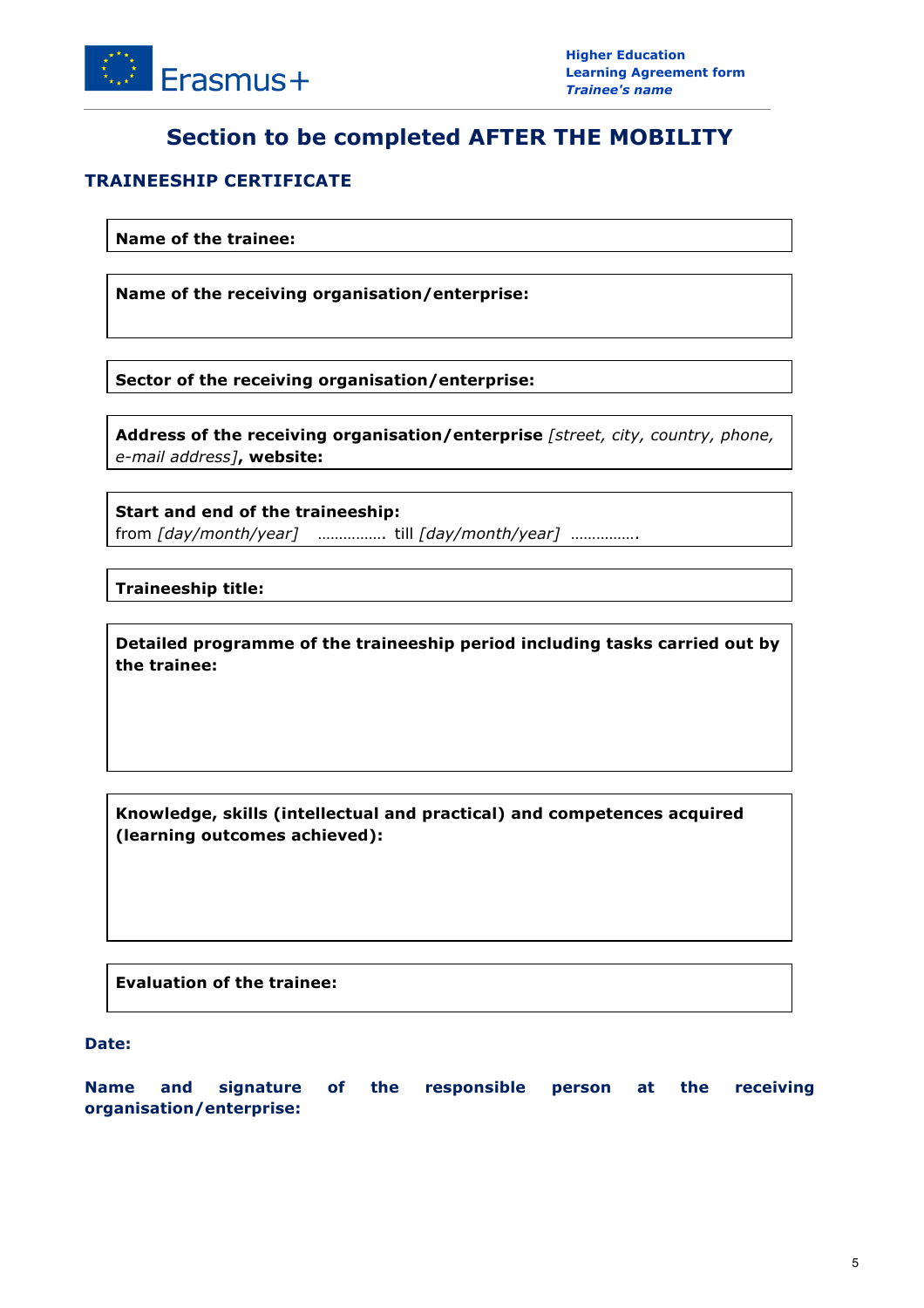# Section to be completed AFTER THE MOBILITY

## TRAINEESHIP CERTIFICATE

**Name of the trainee:**

**Name of the receiving organisation/enterprise:**

**Sector of the receiving organisation/enterprise:**

**Address of the receiving organisation/enterprise** *[street, city, country, phone, e-mail address]*, **website:**

**Start and end of the traineeship:**
from *[day/month/year]* ……………. till *[day/month/year]* …………….

**Traineeship title:**

**Detailed programme of the traineeship period including tasks carried out by the trainee:**

**Knowledge, skills (intellectual and practical) and competences acquired (learning outcomes achieved):**

**Evaluation of the trainee:**

**Date:**

**Name and signature of the responsible person at the receiving organisation/enterprise:**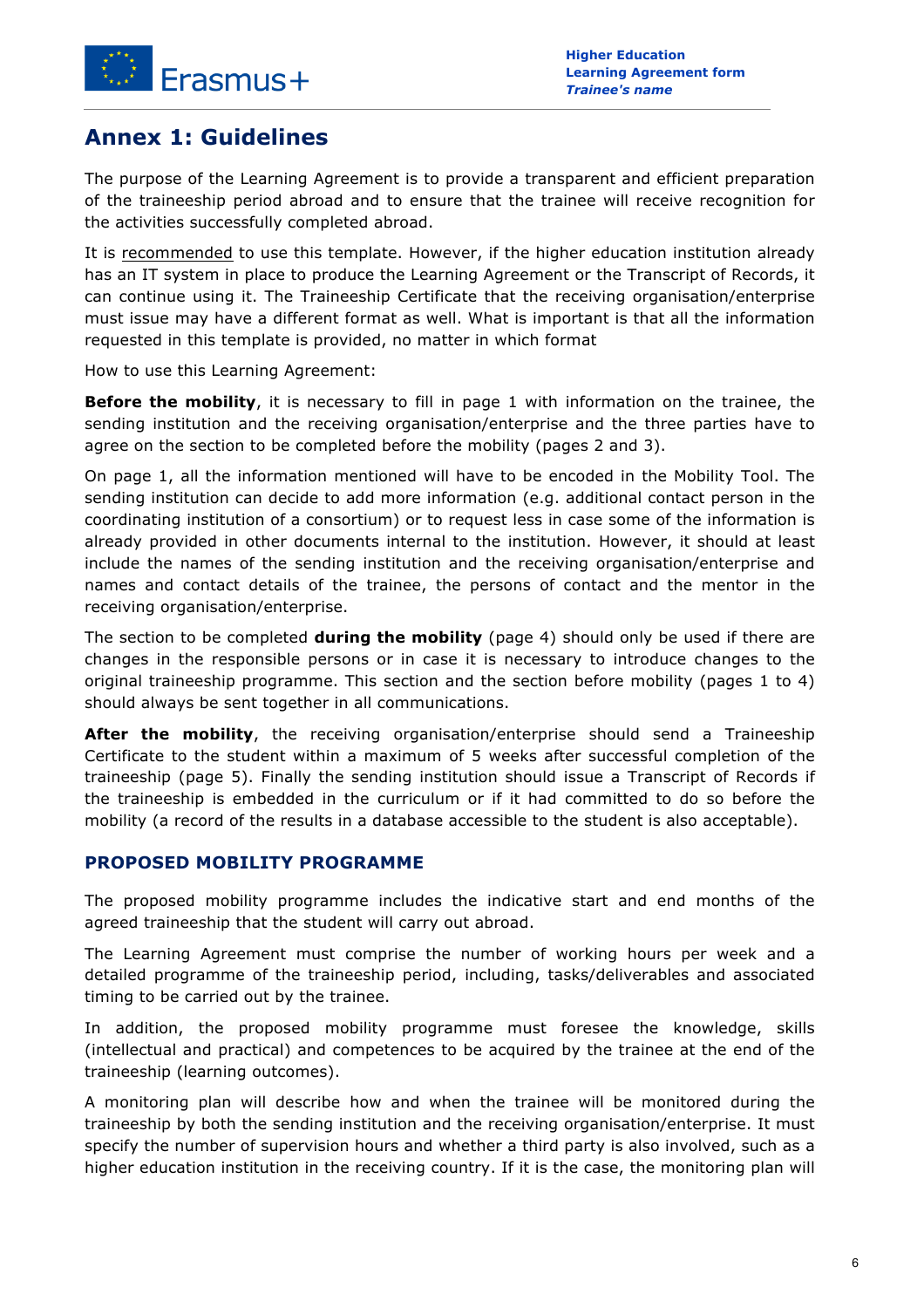# Annex 1: Guidelines

The purpose of the Learning Agreement is to provide a transparent and efficient preparation of the traineeship period abroad and to ensure that the trainee will receive recognition for the activities successfully completed abroad.

It is recommended to use this template. However, if the higher education institution already has an IT system in place to produce the Learning Agreement or the Transcript of Records, it can continue using it. The Traineeship Certificate that the receiving organisation/enterprise must issue may have a different format as well. What is important is that all the information requested in this template is provided, no matter in which format

How to use this Learning Agreement:

**Before the mobility**, it is necessary to fill in page 1 with information on the trainee, the sending institution and the receiving organisation/enterprise and the three parties have to agree on the section to be completed before the mobility (pages 2 and 3).

On page 1, all the information mentioned will have to be encoded in the Mobility Tool. The sending institution can decide to add more information (e.g. additional contact person in the coordinating institution of a consortium) or to request less in case some of the information is already provided in other documents internal to the institution. However, it should at least include the names of the sending institution and the receiving organisation/enterprise and names and contact details of the trainee, the persons of contact and the mentor in the receiving organisation/enterprise.

The section to be completed **during the mobility** (page 4) should only be used if there are changes in the responsible persons or in case it is necessary to introduce changes to the original traineeship programme. This section and the section before mobility (pages 1 to 4) should always be sent together in all communications.

**After the mobility**, the receiving organisation/enterprise should send a Traineeship Certificate to the student within a maximum of 5 weeks after successful completion of the traineeship (page 5). Finally the sending institution should issue a Transcript of Records if the traineeship is embedded in the curriculum or if it had committed to do so before the mobility (a record of the results in a database accessible to the student is also acceptable).

### PROPOSED MOBILITY PROGRAMME

The proposed mobility programme includes the indicative start and end months of the agreed traineeship that the student will carry out abroad.

The Learning Agreement must comprise the number of working hours per week and a detailed programme of the traineeship period, including, tasks/deliverables and associated timing to be carried out by the trainee.

In addition, the proposed mobility programme must foresee the knowledge, skills (intellectual and practical) and competences to be acquired by the trainee at the end of the traineeship (learning outcomes).

A monitoring plan will describe how and when the trainee will be monitored during the traineeship by both the sending institution and the receiving organisation/enterprise. It must specify the number of supervision hours and whether a third party is also involved, such as a higher education institution in the receiving country. If it is the case, the monitoring plan will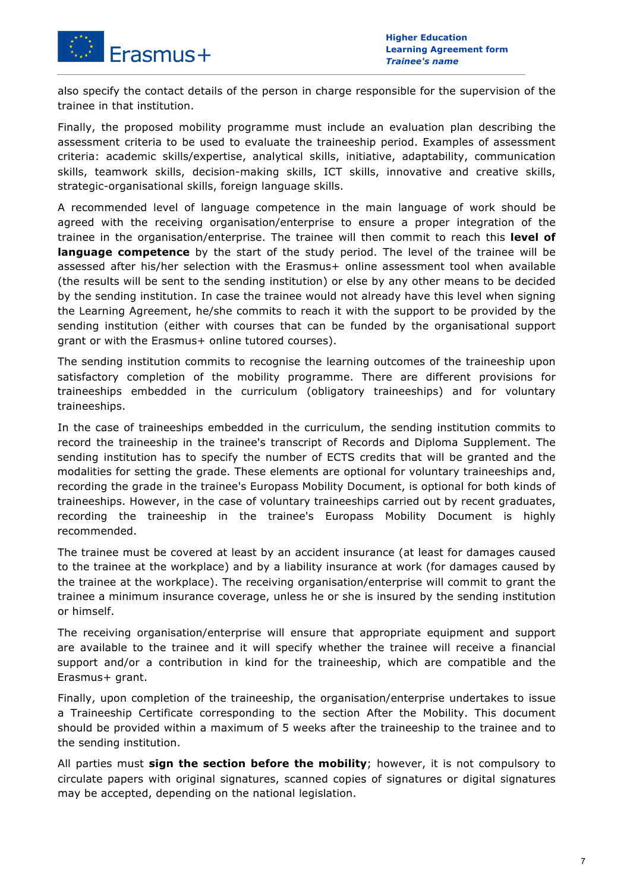also specify the contact details of the person in charge responsible for the supervision of the trainee in that institution.

Finally, the proposed mobility programme must include an evaluation plan describing the assessment criteria to be used to evaluate the traineeship period. Examples of assessment criteria: academic skills/expertise, analytical skills, initiative, adaptability, communication skills, teamwork skills, decision-making skills, ICT skills, innovative and creative skills, strategic-organisational skills, foreign language skills.

A recommended level of language competence in the main language of work should be agreed with the receiving organisation/enterprise to ensure a proper integration of the trainee in the organisation/enterprise. The trainee will then commit to reach this **level of language competence** by the start of the study period. The level of the trainee will be assessed after his/her selection with the Erasmus+ online assessment tool when available (the results will be sent to the sending institution) or else by any other means to be decided by the sending institution. In case the trainee would not already have this level when signing the Learning Agreement, he/she commits to reach it with the support to be provided by the sending institution (either with courses that can be funded by the organisational support grant or with the Erasmus+ online tutored courses).

The sending institution commits to recognise the learning outcomes of the traineeship upon satisfactory completion of the mobility programme. There are different provisions for traineeships embedded in the curriculum (obligatory traineeships) and for voluntary traineeships.

In the case of traineeships embedded in the curriculum, the sending institution commits to record the traineeship in the trainee's transcript of Records and Diploma Supplement. The sending institution has to specify the number of ECTS credits that will be granted and the modalities for setting the grade. These elements are optional for voluntary traineeships and, recording the grade in the trainee's Europass Mobility Document, is optional for both kinds of traineeships. However, in the case of voluntary traineeships carried out by recent graduates, recording the traineeship in the trainee's Europass Mobility Document is highly recommended.

The trainee must be covered at least by an accident insurance (at least for damages caused to the trainee at the workplace) and by a liability insurance at work (for damages caused by the trainee at the workplace). The receiving organisation/enterprise will commit to grant the trainee a minimum insurance coverage, unless he or she is insured by the sending institution or himself.

The receiving organisation/enterprise will ensure that appropriate equipment and support are available to the trainee and it will specify whether the trainee will receive a financial support and/or a contribution in kind for the traineeship, which are compatible and the Erasmus+ grant.

Finally, upon completion of the traineeship, the organisation/enterprise undertakes to issue a Traineeship Certificate corresponding to the section After the Mobility. This document should be provided within a maximum of 5 weeks after the traineeship to the trainee and to the sending institution.

All parties must **sign the section before the mobility**; however, it is not compulsory to circulate papers with original signatures, scanned copies of signatures or digital signatures may be accepted, depending on the national legislation.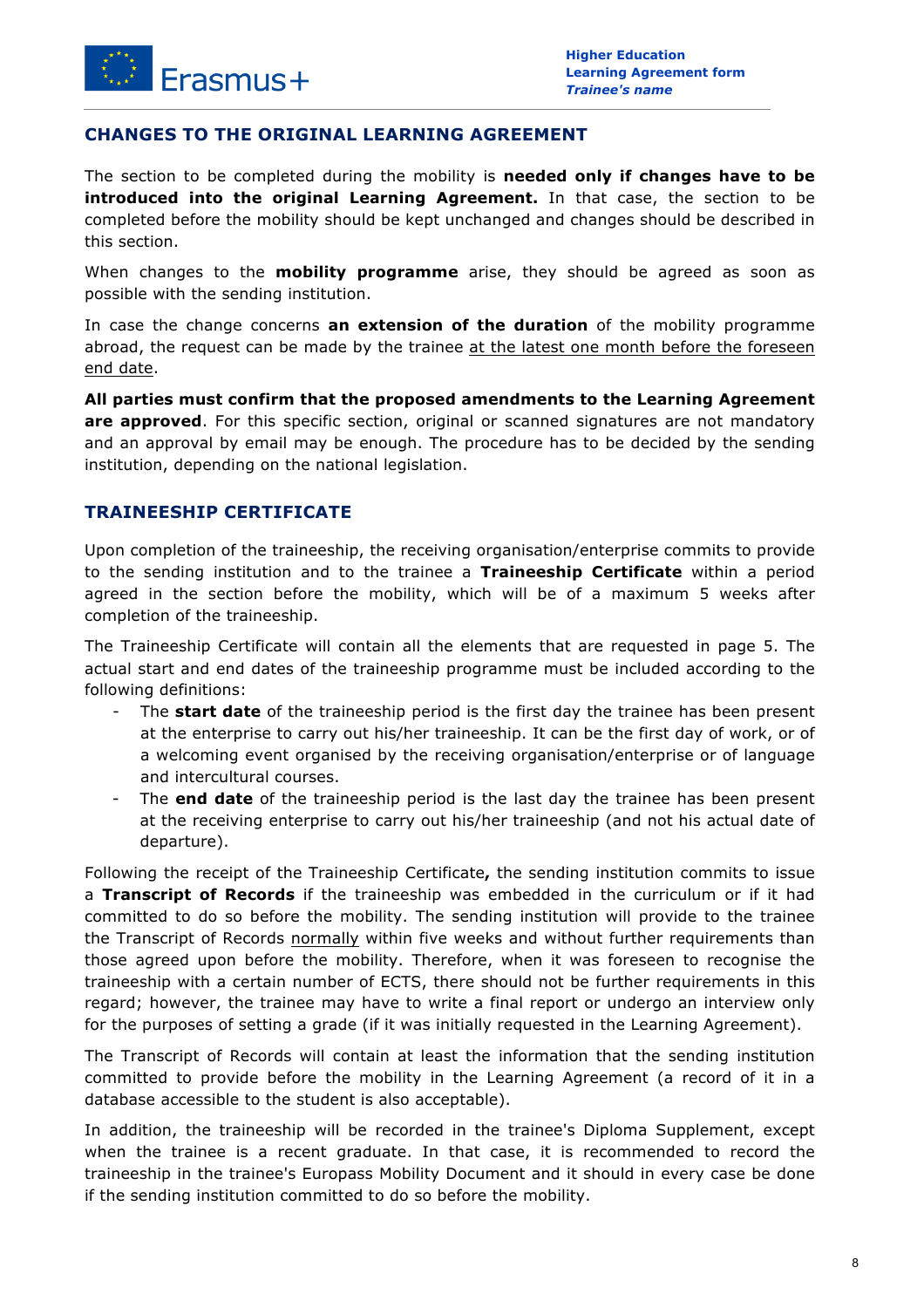## CHANGES TO THE ORIGINAL LEARNING AGREEMENT

The section to be completed during the mobility is **needed only if changes have to be introduced into the original Learning Agreement.** In that case, the section to be completed before the mobility should be kept unchanged and changes should be described in this section.

When changes to the **mobility programme** arise, they should be agreed as soon as possible with the sending institution.

In case the change concerns **an extension of the duration** of the mobility programme abroad, the request can be made by the trainee <u>at the latest one month before the foreseen end date</u>.

**All parties must confirm that the proposed amendments to the Learning Agreement are approved**. For this specific section, original or scanned signatures are not mandatory and an approval by email may be enough. The procedure has to be decided by the sending institution, depending on the national legislation.

## TRAINEESHIP CERTIFICATE

Upon completion of the traineeship, the receiving organisation/enterprise commits to provide to the sending institution and to the trainee a **Traineeship Certificate** within a period agreed in the section before the mobility, which will be of a maximum 5 weeks after completion of the traineeship.

The Traineeship Certificate will contain all the elements that are requested in page 5. The actual start and end dates of the traineeship programme must be included according to the following definitions:

- The **start date** of the traineeship period is the first day the trainee has been present at the enterprise to carry out his/her traineeship. It can be the first day of work, or of a welcoming event organised by the receiving organisation/enterprise or of language and intercultural courses.
- The **end date** of the traineeship period is the last day the trainee has been present at the receiving enterprise to carry out his/her traineeship (and not his actual date of departure).

Following the receipt of the Traineeship Certificate**,** the sending institution commits to issue a **Transcript of Records** if the traineeship was embedded in the curriculum or if it had committed to do so before the mobility. The sending institution will provide to the trainee the Transcript of Records <u>normally</u> within five weeks and without further requirements than those agreed upon before the mobility. Therefore, when it was foreseen to recognise the traineeship with a certain number of ECTS, there should not be further requirements in this regard; however, the trainee may have to write a final report or undergo an interview only for the purposes of setting a grade (if it was initially requested in the Learning Agreement).

The Transcript of Records will contain at least the information that the sending institution committed to provide before the mobility in the Learning Agreement (a record of it in a database accessible to the student is also acceptable).

In addition, the traineeship will be recorded in the trainee's Diploma Supplement, except when the trainee is a recent graduate. In that case, it is recommended to record the traineeship in the trainee's Europass Mobility Document and it should in every case be done if the sending institution committed to do so before the mobility.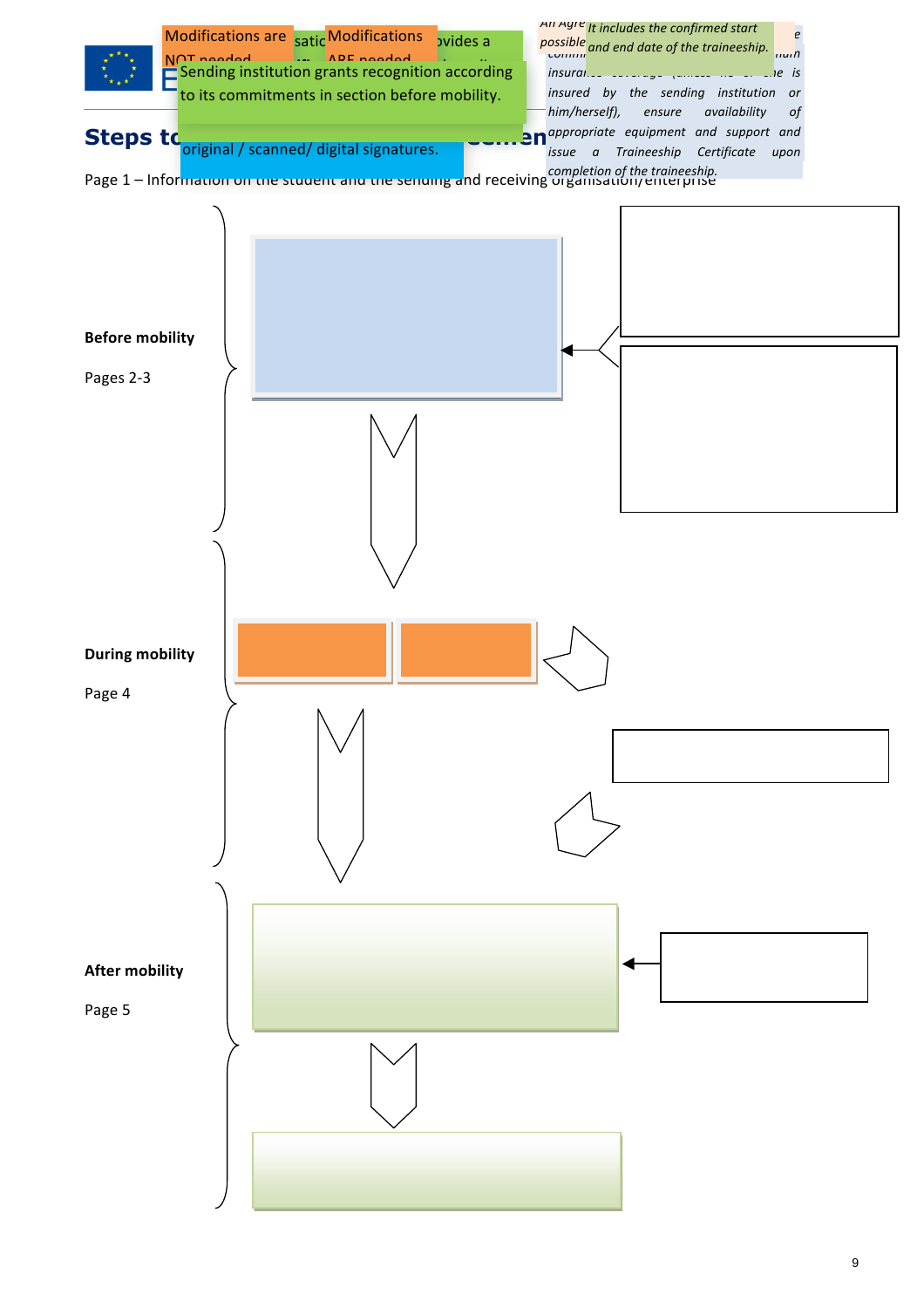## Steps to ...

Modifications are NOT needed

Modifications ARE needed

Sending institution grants recognition according to its commitments in section before mobility.

original / scanned/ digital signatures.

An Agre... possible ...

*It includes the confirmed start and end date of the traineeship.*

*... insurance coverage (unless he or she is insured by the sending institution or him/herself), ensure availability of appropriate equipment and support and issue a Traineeship Certificate upon completion of the traineeship.*

Page 1 – Information on the student and the sending and receiving organisation/enterprise

**Before mobility**

Pages 2-3

**During mobility**

Page 4

**After mobility**

Page 5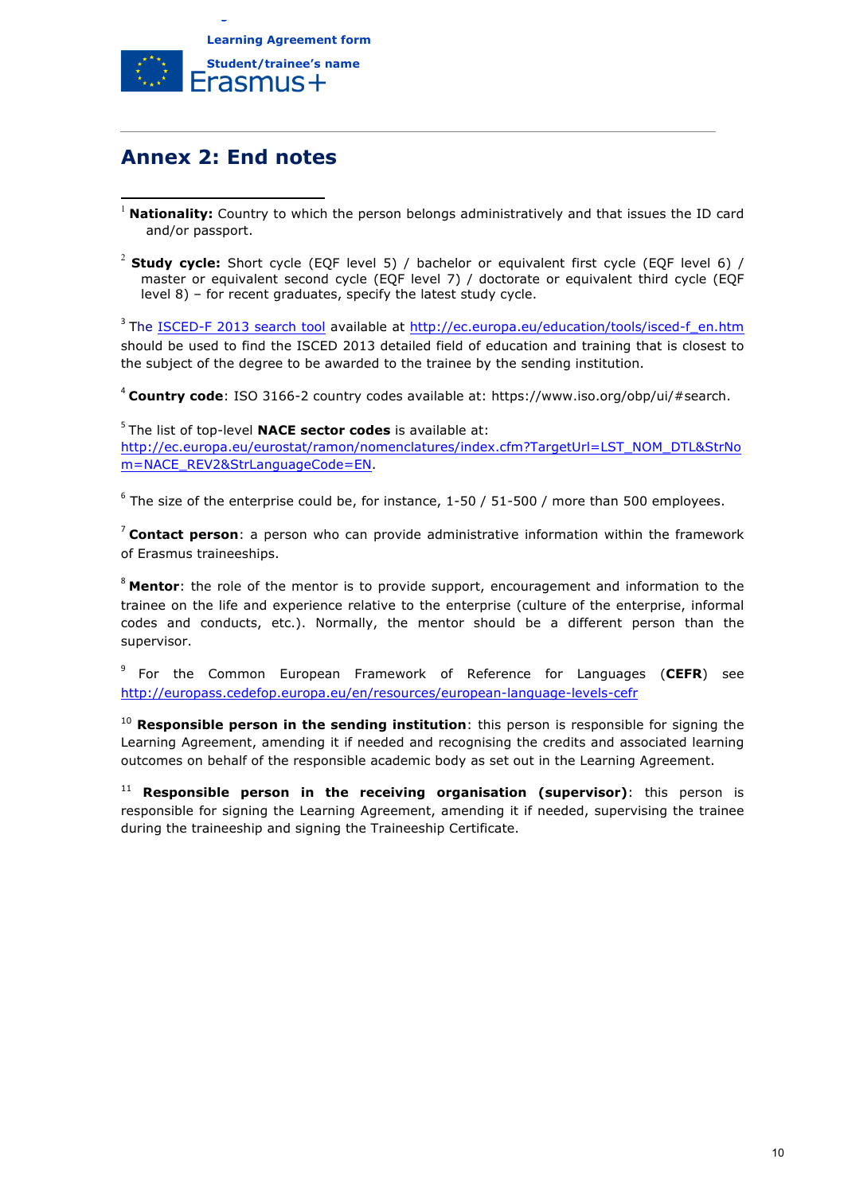# Annex 2: End notes

[1] **Nationality:** Country to which the person belongs administratively and that issues the ID card and/or passport.

[2] **Study cycle:** Short cycle (EQF level 5) / bachelor or equivalent first cycle (EQF level 6) / master or equivalent second cycle (EQF level 7) / doctorate or equivalent third cycle (EQF level 8) – for recent graduates, specify the latest study cycle.

[3] The ISCED-F 2013 search tool available at http://ec.europa.eu/education/tools/isced-f_en.htm should be used to find the ISCED 2013 detailed field of education and training that is closest to the subject of the degree to be awarded to the trainee by the sending institution.

[4] **Country code**: ISO 3166-2 country codes available at: https://www.iso.org/obp/ui/#search.

[5] The list of top-level **NACE sector codes** is available at: http://ec.europa.eu/eurostat/ramon/nomenclatures/index.cfm?TargetUrl=LST_NOM_DTL&StrNom=NACE_REV2&StrLanguageCode=EN.

[6] The size of the enterprise could be, for instance, 1-50 / 51-500 / more than 500 employees.

[7] **Contact person**: a person who can provide administrative information within the framework of Erasmus traineeships.

[8] **Mentor**: the role of the mentor is to provide support, encouragement and information to the trainee on the life and experience relative to the enterprise (culture of the enterprise, informal codes and conducts, etc.). Normally, the mentor should be a different person than the supervisor.

[9] For the Common European Framework of Reference for Languages (**CEFR**) see http://europass.cedefop.europa.eu/en/resources/european-language-levels-cefr

[10] **Responsible person in the sending institution**: this person is responsible for signing the Learning Agreement, amending it if needed and recognising the credits and associated learning outcomes on behalf of the responsible academic body as set out in the Learning Agreement.

[11] **Responsible person in the receiving organisation (supervisor)**: this person is responsible for signing the Learning Agreement, amending it if needed, supervising the trainee during the traineeship and signing the Traineeship Certificate.